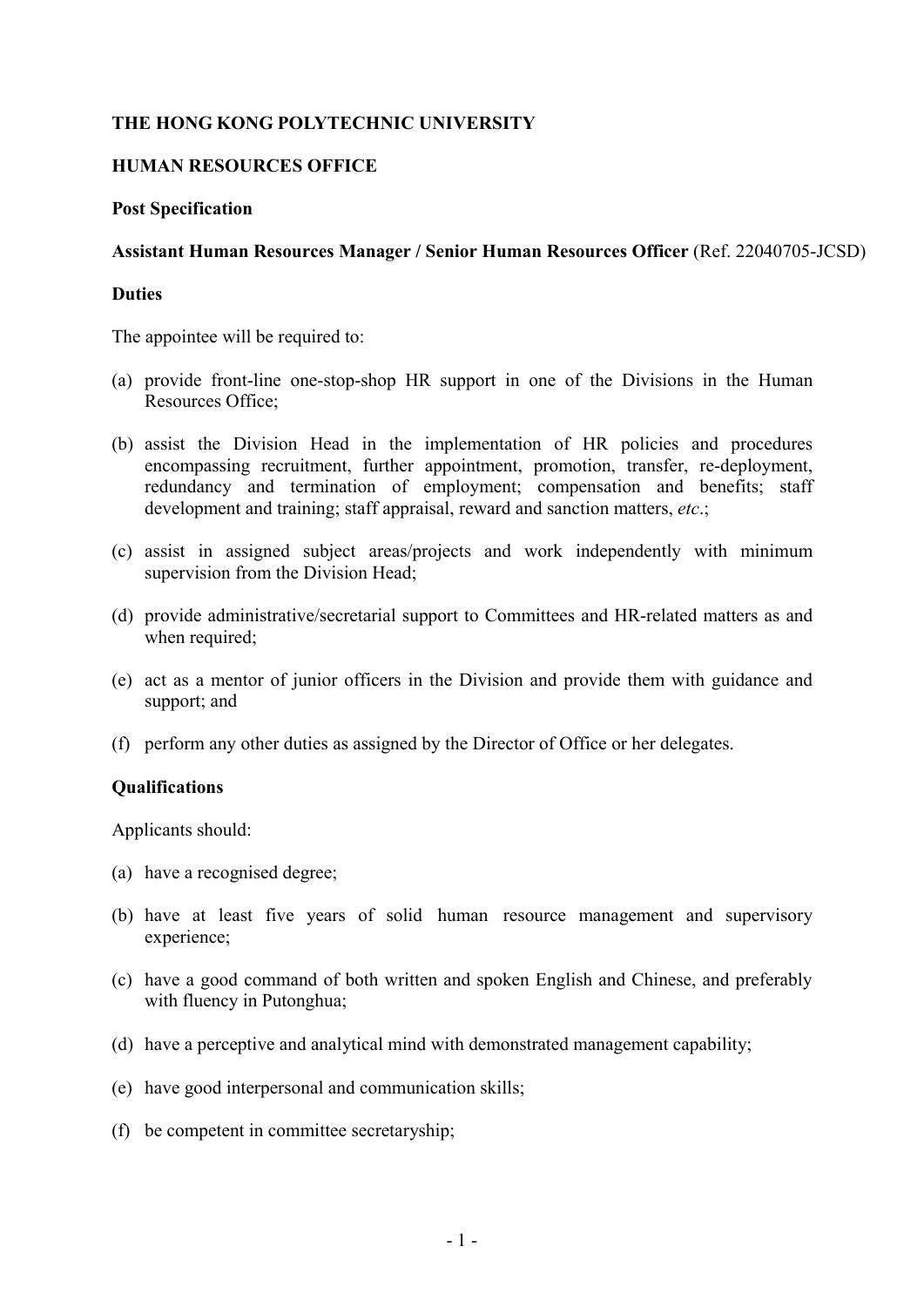**THE HONG KONG POLYTECHNIC UNIVERSITY**

**HUMAN RESOURCES OFFICE**

**Post Specification**

**Assistant Human Resources Manager / Senior Human Resources Officer** (Ref. 22040705-JCSD)

**Duties**

The appointee will be required to:

(a) provide front-line one-stop-shop HR support in one of the Divisions in the Human Resources Office;

(b) assist the Division Head in the implementation of HR policies and procedures encompassing recruitment, further appointment, promotion, transfer, re-deployment, redundancy and termination of employment; compensation and benefits; staff development and training; staff appraisal, reward and sanction matters, *etc*.;

(c) assist in assigned subject areas/projects and work independently with minimum supervision from the Division Head;

(d) provide administrative/secretarial support to Committees and HR-related matters as and when required;

(e) act as a mentor of junior officers in the Division and provide them with guidance and support; and

(f) perform any other duties as assigned by the Director of Office or her delegates.

**Qualifications**

Applicants should:

(a) have a recognised degree;

(b) have at least five years of solid human resource management and supervisory experience;

(c) have a good command of both written and spoken English and Chinese, and preferably with fluency in Putonghua;

(d) have a perceptive and analytical mind with demonstrated management capability;

(e) have good interpersonal and communication skills;

(f) be competent in committee secretaryship;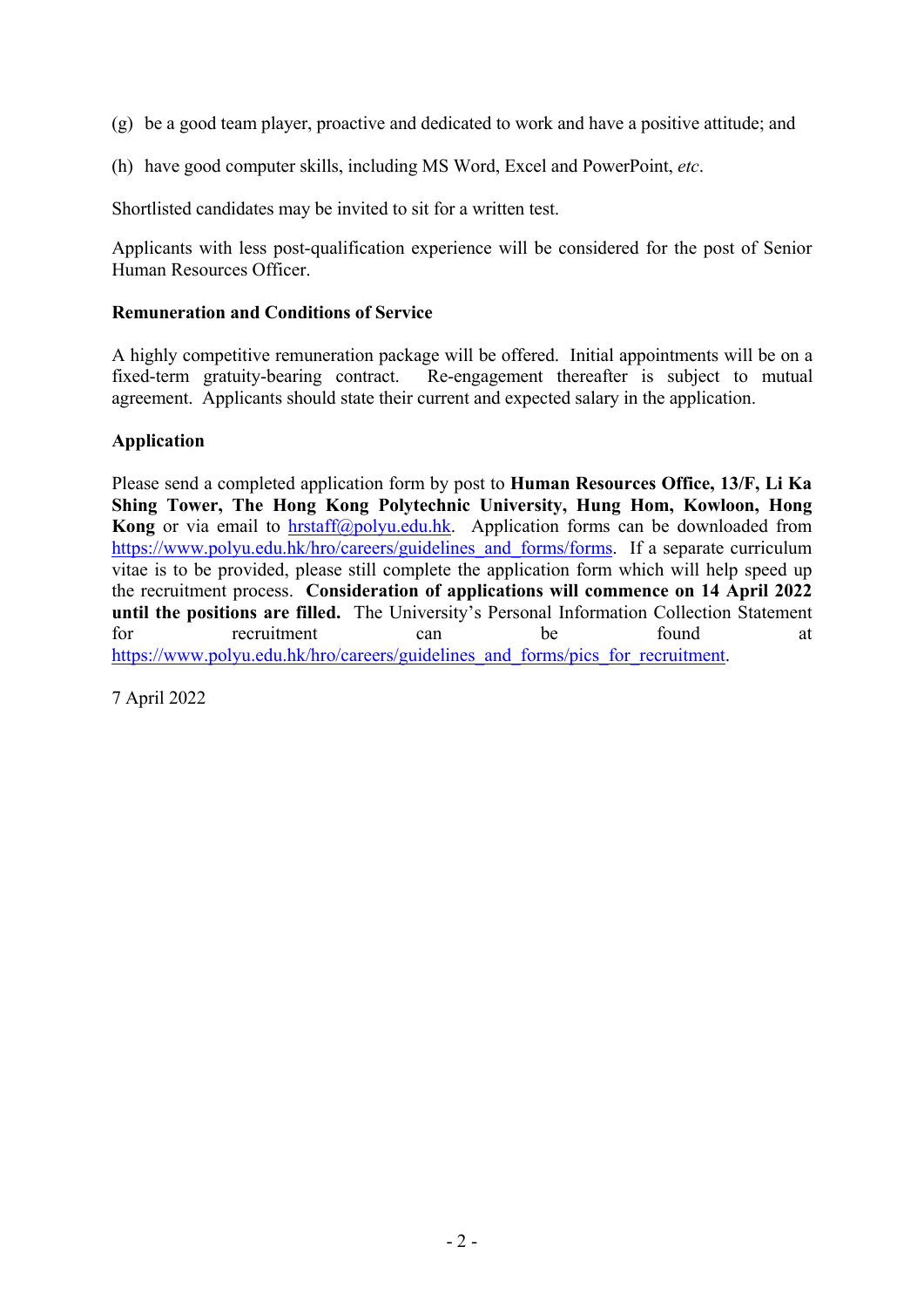(g) be a good team player, proactive and dedicated to work and have a positive attitude; and

(h) have good computer skills, including MS Word, Excel and PowerPoint, *etc*.

Shortlisted candidates may be invited to sit for a written test.

Applicants with less post-qualification experience will be considered for the post of Senior Human Resources Officer.

**Remuneration and Conditions of Service**

A highly competitive remuneration package will be offered. Initial appointments will be on a fixed-term gratuity-bearing contract. Re-engagement thereafter is subject to mutual agreement. Applicants should state their current and expected salary in the application.

**Application**

Please send a completed application form by post to **Human Resources Office, 13/F, Li Ka Shing Tower, The Hong Kong Polytechnic University, Hung Hom, Kowloon, Hong Kong** or via email to hrstaff@polyu.edu.hk. Application forms can be downloaded from https://www.polyu.edu.hk/hro/careers/guidelines_and_forms/forms. If a separate curriculum vitae is to be provided, please still complete the application form which will help speed up the recruitment process. **Consideration of applications will commence on 14 April 2022 until the positions are filled.** The University's Personal Information Collection Statement for recruitment can be found at https://www.polyu.edu.hk/hro/careers/guidelines_and_forms/pics_for_recruitment.

7 April 2022